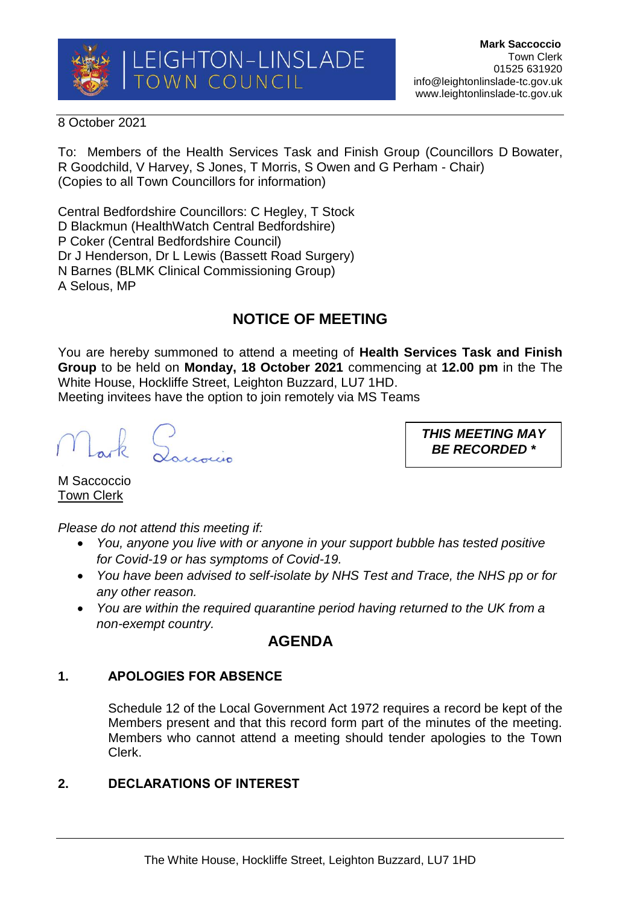LEIGHTON-LINSLADE TOWN COUNCIL

**Mark Saccoccio**
Town Clerk
01525 631920
info@leightonlinslade-tc.gov.uk
www.leightonlinslade-tc.gov.uk

8 October 2021

To: Members of the Health Services Task and Finish Group (Councillors D Bowater, R Goodchild, V Harvey, S Jones, T Morris, S Owen and G Perham - Chair)
(Copies to all Town Councillors for information)

Central Bedfordshire Councillors: C Hegley, T Stock
D Blackmun (HealthWatch Central Bedfordshire)
P Coker (Central Bedfordshire Council)
Dr J Henderson, Dr L Lewis (Bassett Road Surgery)
N Barnes (BLMK Clinical Commissioning Group)
A Selous, MP

## NOTICE OF MEETING

You are hereby summoned to attend a meeting of **Health Services Task and Finish Group** to be held on **Monday, 18 October 2021** commencing at **12.00 pm** in the The White House, Hockliffe Street, Leighton Buzzard, LU7 1HD.
Meeting invitees have the option to join remotely via MS Teams

***THIS MEETING MAY BE RECORDED \****

Mark Saccoccio

M Saccoccio
Town Clerk

*Please do not attend this meeting if:*

- *You, anyone you live with or anyone in your support bubble has tested positive for Covid-19 or has symptoms of Covid-19.*
- *You have been advised to self-isolate by NHS Test and Trace, the NHS pp or for any other reason.*
- *You are within the required quarantine period having returned to the UK from a non-exempt country.*

## AGENDA

### 1. APOLOGIES FOR ABSENCE

Schedule 12 of the Local Government Act 1972 requires a record be kept of the Members present and that this record form part of the minutes of the meeting. Members who cannot attend a meeting should tender apologies to the Town Clerk.

### 2. DECLARATIONS OF INTEREST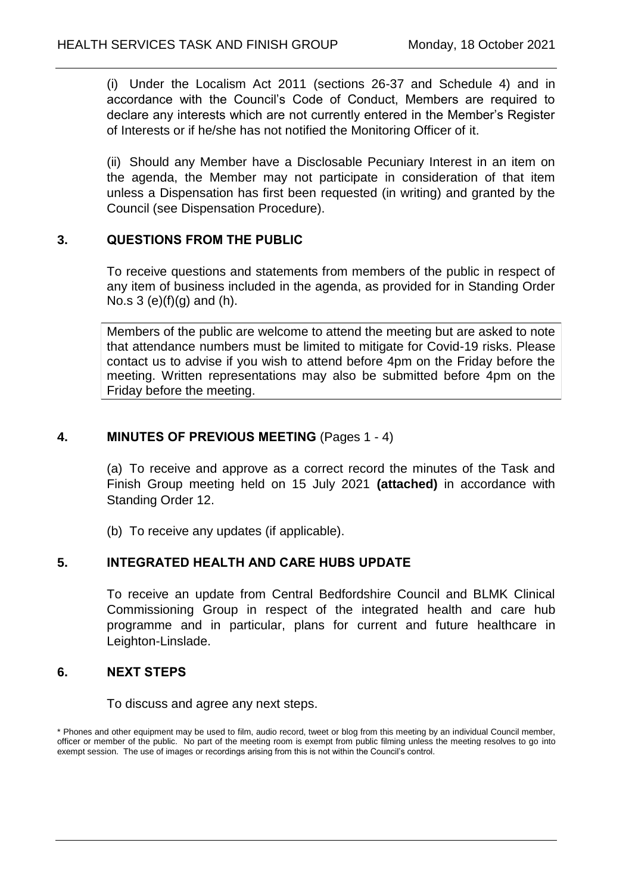(i) Under the Localism Act 2011 (sections 26-37 and Schedule 4) and in accordance with the Council's Code of Conduct, Members are required to declare any interests which are not currently entered in the Member's Register of Interests or if he/she has not notified the Monitoring Officer of it.

(ii) Should any Member have a Disclosable Pecuniary Interest in an item on the agenda, the Member may not participate in consideration of that item unless a Dispensation has first been requested (in writing) and granted by the Council (see Dispensation Procedure).

## 3. QUESTIONS FROM THE PUBLIC

To receive questions and statements from members of the public in respect of any item of business included in the agenda, as provided for in Standing Order No.s 3 (e)(f)(g) and (h).

Members of the public are welcome to attend the meeting but are asked to note that attendance numbers must be limited to mitigate for Covid-19 risks. Please contact us to advise if you wish to attend before 4pm on the Friday before the meeting. Written representations may also be submitted before 4pm on the Friday before the meeting.

## 4. MINUTES OF PREVIOUS MEETING (Pages 1 - 4)

(a) To receive and approve as a correct record the minutes of the Task and Finish Group meeting held on 15 July 2021 **(attached)** in accordance with Standing Order 12.

(b) To receive any updates (if applicable).

## 5. INTEGRATED HEALTH AND CARE HUBS UPDATE

To receive an update from Central Bedfordshire Council and BLMK Clinical Commissioning Group in respect of the integrated health and care hub programme and in particular, plans for current and future healthcare in Leighton-Linslade.

## 6. NEXT STEPS

To discuss and agree any next steps.

\* Phones and other equipment may be used to film, audio record, tweet or blog from this meeting by an individual Council member, officer or member of the public. No part of the meeting room is exempt from public filming unless the meeting resolves to go into exempt session. The use of images or recordings arising from this is not within the Council's control.